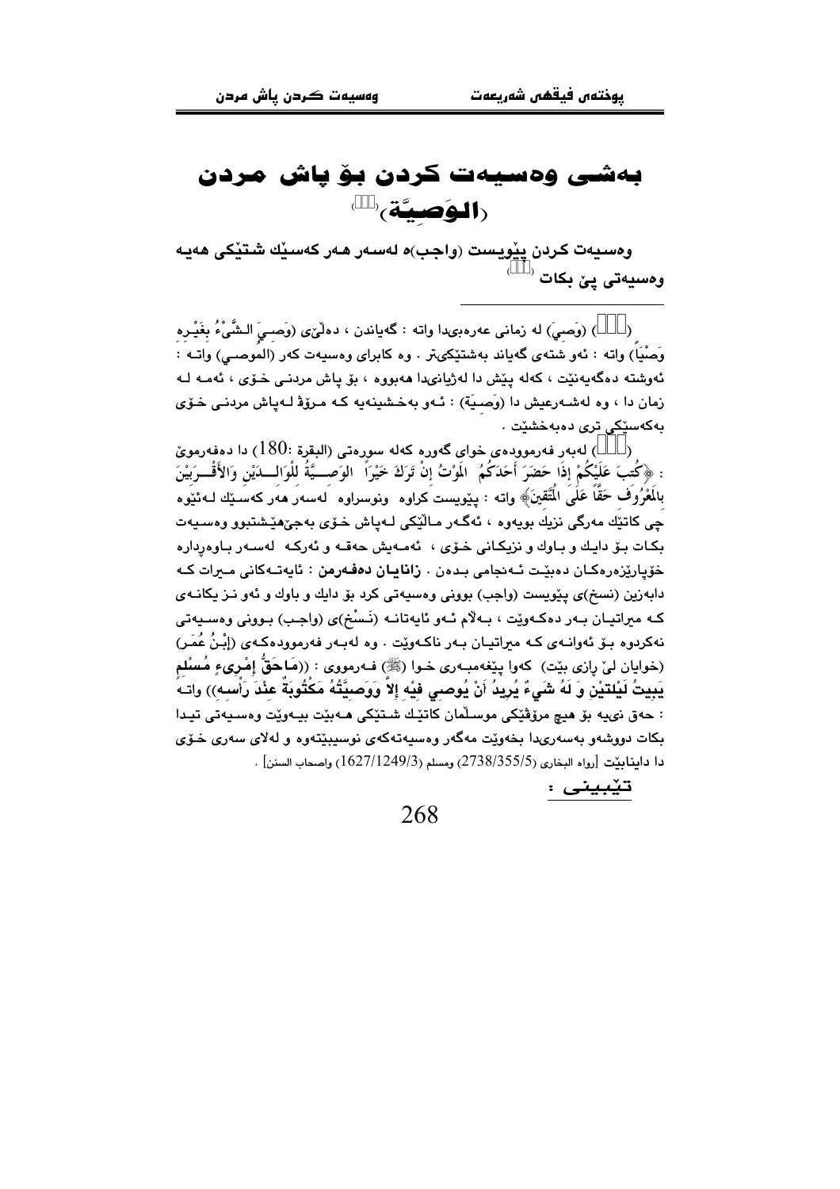# بەشی وەسیەت كردن بۆ پاش مردن (الـوَصِيَّة)[1]

**وەسیەت كردن پێویست (واجب)ە لەسەر هەر كەسێك شتێكی هەیە وەسیەتی پێ بكات**[2]

---

([1]) (وَصيَ) لە زمانی عەرەبیدا واتە : گەیاندن ، دەڵێی (وَصـيَ الـشَّيْءُ بِغَيْرِه وَصْيَاً) واتە : ئەو شتەی گەیاند بەشتێكیتر . وە كابرای وەسیەت كەر (المُوصـي) واتـە : ئەوشتە دەگەیەنێت ، كەلە پێش دا لەژیانیدا هەبووە ، بۆ پاش مردنـی خـۆی ، ئەمـە لـە زمان دا ، وە لەشـەرعیش دا (وَصِيَّة) : ئـەو بەخشینەیە كـە مـرۆڤ لـەپاش مردنـی خـۆی بەكەسێكی تری دەبەخشێت .

([2]) لەبەر فەرموودەی خوای گەورە كەلە سورەتی (البقرة :180) دا دەفەرموێ : ﴿كُتِبَ عَلَيْكُمْ إِذَا حَضَرَ أَحَدَكُمُ الْمَوْتُ إِنْ تَرَكَ خَيْرًا الْوَصِيَّةُ لِلْوَالِدَيْنِ وَالأَقْرَبِينَ بِالْمَعْرُوفِ حَقًّا عَلَى الْمُتَّقِينَ﴾ واتە : پێویست كراوە ونوسراوە لەسەر هەر كەسێك لـەئێوە چی كاتێك مەرگی نزیك بویەوە ، ئەگەر مـاڵێكی لـەپاش خـۆی بەجێهێشتبوو وەسـیەت بكـات بـۆ دایـك و بـاوك و نزیكـانی خـۆی ، ئەمـەیش حەقـە و ئەركـە لەسـەر بـاوەڕدارە خۆپارێزەرەكـان دەبێـت ئـەنجامی بـدەن . **زانایـان دەفـەرمن** : ئایەتـەكانی مـیرات كـە دابەزین (نسخ)ی پێویست (واجب) بوونی وەسیەتی كرد بۆ دایك و باوك و ئەو نـز یكانـەی كـە میراتیـان بـەر دەكـەوێت ، بـەڵام ئـەو ئایەتانـە (نَسْخ)ی (واجـب) بـوونی وەسـیەتی نەكردوە بـۆ ئەوانـەی كـە میراتیـان بـەر ناكـەوێت . وە لەبـەر فەرموودەكـەی (إِبْنُ عُمَر) (خوایان لێ ڕازی بێت) كەوا پێغەمبـەری خـوا (ﷺ) فـەرمووی : ((**مَاحَقُّ إِمْرِىءٍ مُسْلِمٍ يَبِيتُ لَيْلَتَيْنِ وَ لَهُ شَيءٌ يُرِيدُ أَنْ يُوصِي فِيْهِ إِلاَّ وَوَصِيَّتُهُ مَكْتُوبَةٌ عِنْدَ رَأْسِهِ**)) واتـە : حەق نیەیە بۆ هیچ مرۆڤێكی موسـڵمان كاتێـك شـتێكی هـەبێت بیـەوێت وەسـیەتی تیـدا بكات دووشەو بەسەریدا بخەوێت مەگەر وەسیەتەكەی نوسیبێتەوە و لەلای سەری خـۆی دا دایناب ێت [رواه البخاري (2738/355/5) ومسلم (1627/1249/3) واصحاب السنن] .

تێبینی :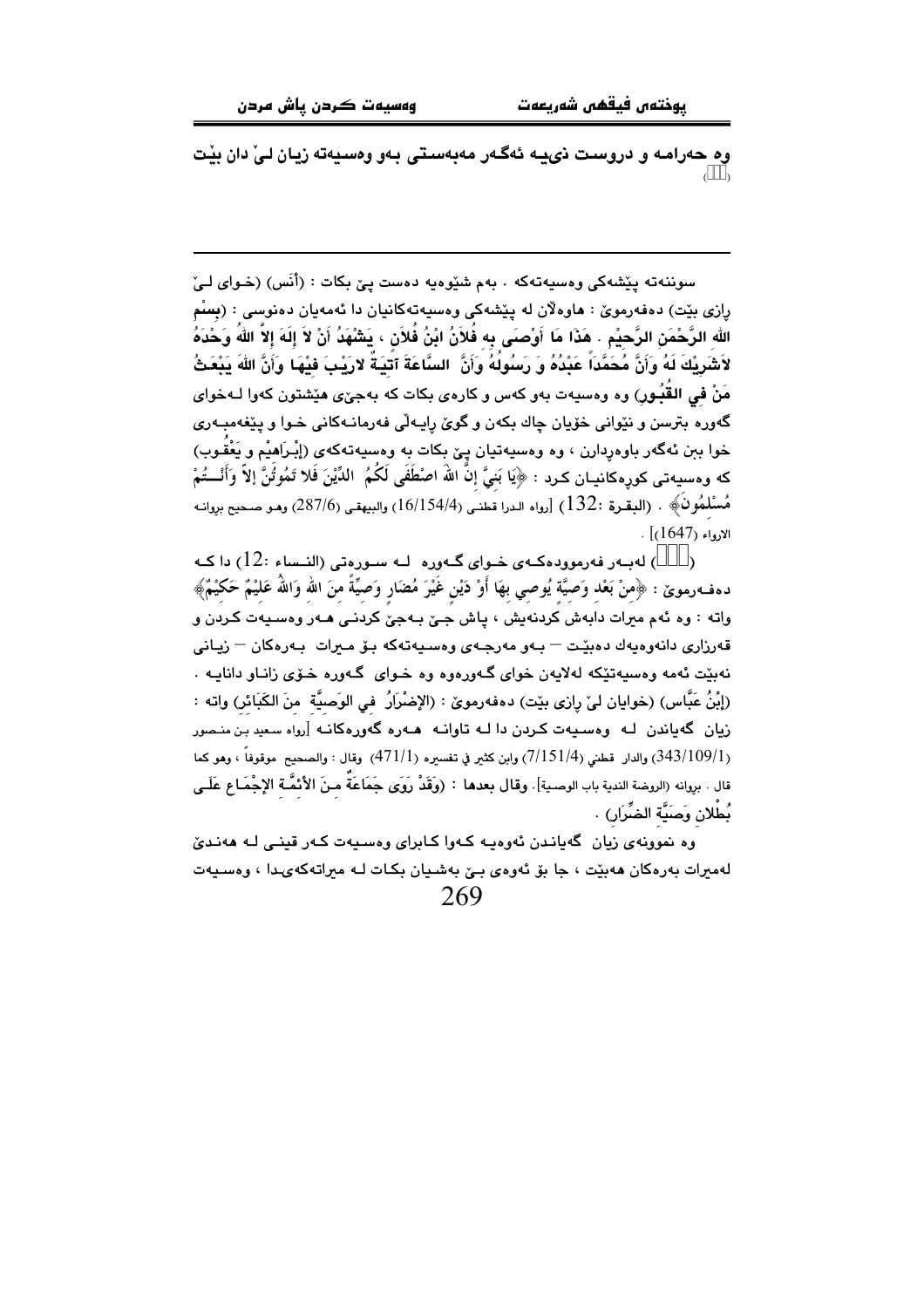وە حەرامە و دروست نیيە ئەگەر مەبەستی بەو وەسیەتە زیان لێ دان بێت ([١])

---

سوننەتە پێشەکی وەسیەتەکە . بەم شێوەیە دەست پێ بکات : (أَنَس) (خـوای لـێ ڕازی بێت) دەفەرموێ : هاوەڵان لە پێشەکی وەسیەتەکانیان دا ئەمەیان دەنوسی : (بِسْمِ اللهِ الرَّحْمَنِ الرَّحِيْمِ . هَذَا مَا أَوْصَى بِهِ فُلاَنُ ابْنُ فُلاَنٍ ، يَشْهَدُ أَنْ لاَ إِلَهَ إِلاَّ اللهُ وَحْدَهُ لاَشَرِيْكَ لَهُ وَأَنَّ مُحَمَّداً عَبْدُهُ وَ رَسُوْلُهُ وَأَنَّ السَّاعَةَ آتِيَةٌ لارَيْبَ فِيْهَا وَأَنَّ اللهَ يَبْعَثُ مَنْ فِي الْقُبُوْرِ) وە وەسیەت بەو کەس و کارەی بکات کە بەجێی هێشتون کەوا لـەخوای گەورە بترسن و نێوانی خۆیان چاك بکەن و گوێ ڕایەڵی فەرمانـەکانی خـوا و پێغەمبـەری خوا بن ئەگەر باوەڕدارن ، وە وەسیەتیان پێ بکات بە وەسیەتەکەی (إِبْـرَاهِيْم و يَعْقُـوب) کە وەسیەتی کوڕەکانیـان کـرد : ﴿يَا بَنِيَّ إِنَّ اللهَ اصْطَفَى لَكُمُ الدِّيْنَ فَلا تَمُوتُنَّ إِلاَّ وَأَنْـتُمْ مُسْلِمُونَ﴾ . (البقـرة :$132$) [رواه الـدرا قطنـى (16/154/4) والبيهقـى (287/6) وهـو صـحيح برواتـه الارواء (1647)] .

([١]) لەبـەر فەرموودەکـەی خـوای گـەورە لـە سـورەتی (النـساء :$12$) دا کـە دەفـەرموێ : ﴿مِنْ بَعْدِ وَصِيَّةٍ يُوصِي بِهَا أَوْ دَيْنٍ غَيْرَ مُضَارٍ وَصِيَّةً مِنَ اللهِ وَاللهُ عَلِيْمٌ حَكِيْمٌ﴾ واتە : وە ئەم میرات دابەش کردنەیش ، پاش جـێ بـەجێ کردنـی هـەر وەسـیەت کـردن و قەرزاری دانەوەیەك دەبێـت — بـەو مەرجـەی وەسـیەتەکە بـۆ مـیرات بـەرەکان — زیـانی نەبێت ئەمە وەسیەتێکە لەلایەن خوای گـەورەوە وە خـوای گـەورە خـۆی زانـاو دانایـە . (إِبْنُ عَبَّاس) (خوایان لێ ڕازی بێت) دەفەرموێ : (الإِضْرَارُ فِي الوَصِيَّةِ مِنَ الكَبَائِرِ) واتە : زیان گەیاندن لـە وەسـیەت کـردن دا لـە تاوانـە هـەرە گەورەکانـە [رواه سعيد بن منصور (343/109/1) والدار قطني (7/151/4) وابن كثير في تفسيره (471/1) وقال : والصحيح موقوفاً ، وهو كما قال . برواته (الروضة الندية باب الوصية)]. وقال بعدها : (وَقَدْ رَوَى جَمَاعَةٌ مِنَ الأَئِمَّةِ الإِجْمَاعِ عَلَى بُطْلانِ وَصِيَّةِ الضِّرَارِ) .

وە نموونەی زیان گەیاندن ئەوەیـە کـەوا کـابرای وەسـیەت کـەر قینـی لـە هەنـدێ لەمیرات بەرەکان هەبێت ، جا بۆ ئەوەی بـێ بەشـیان بکـات لـە میراتەکەیـدا ، وەسـیەت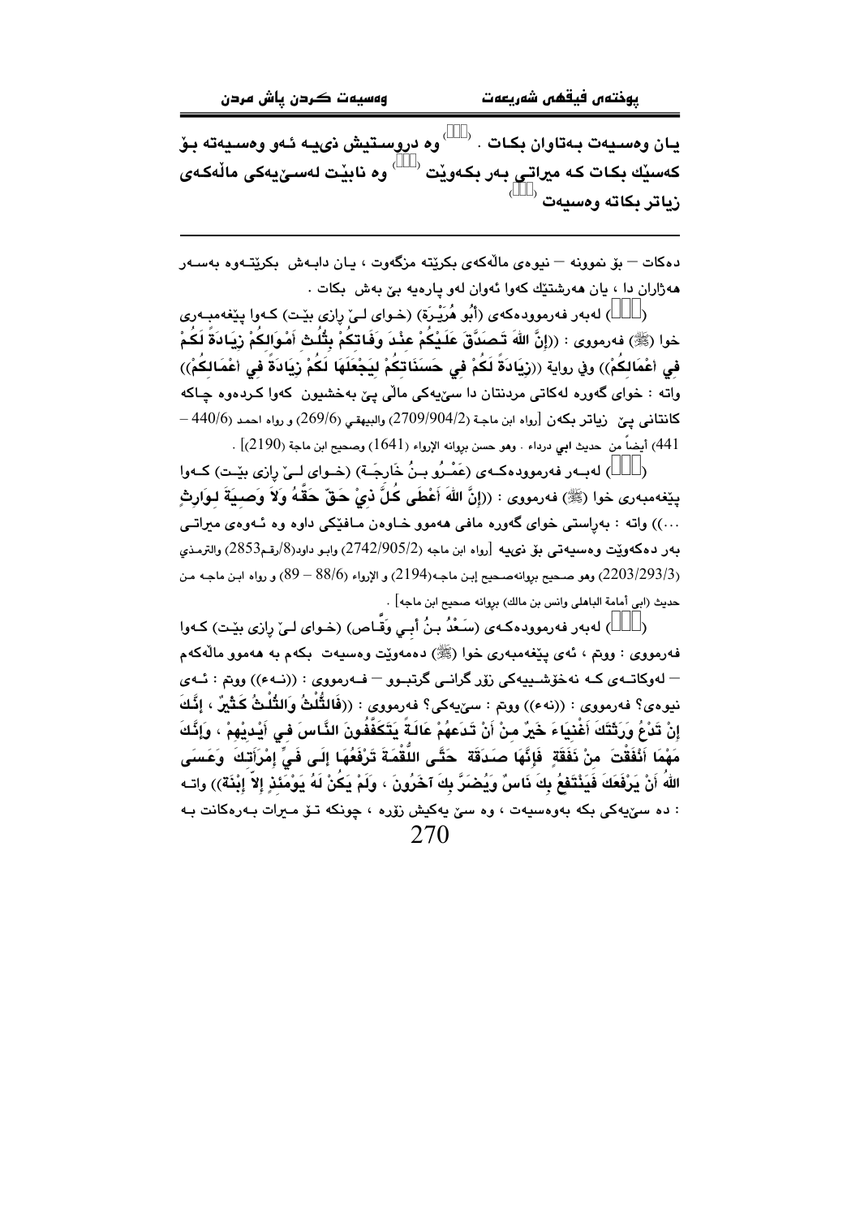یان وەسیەت بەتاوان بكات . ([]) وە دروستیش نییە ئەو وەسیەتە بۆ كەسێك بكات كە میراتی بەر بكەوێت ([]) وە نابێت لەسێیەكی ماڵەكەی زیاتر بكاتە وەسیەت ([])

---

دەكات – بۆ نموونە – نیوەی ماڵەكەی بكرێتە مزگەوت ، یان دابەش بكرێتەوە بەسەر هەژاران دا ، یان هەرشتێك كەوا ئەوان لەو پارەیە بێ بەش بكات .

([]) لەبەر فەرموودەكەی (أَبُو هُرَيْرَة) (خوای لێ ڕازی بێت) كەوا پێغەمبەری خوا (ﷺ) فەرمووی : ((**إِنَّ اللهَ تَصَدَّقَ عَلَيْكُمْ عِنْدَ وَفَاتِكُمْ بِثُلُثِ أَمْوَالِكُمْ زِيَادَةً لَكُمْ فِي أَعْمَالِكُمْ**)) وفي رواية ((**زِيَادَةً لَكُمْ فِي حَسَنَاتِكُمْ لِيَجْعَلَهَا لَكُمْ زِيَادَةً فِي أَعْمَالِكُمْ**)) واتە : خوای گەورە لەكاتی مردنتان دا سێیەكی ماڵی پێ بەخشیون كەوا كردەوە چاكە كانتانی پێ زیاتر بكەن [رواه ابن ماجة (2709/904/2) والبيهقي (269/6) و رواه احمد (440/6 – 441) أيضاً من حديث ابي درداء . وهو حسن بروانە الإرواء (1641) وصحيح ابن ماجة (2190)] .

([]) لەبەر فەرموودەكەی (عَمْرُو بنُ خَارِجَة) (خوای لێ ڕازی بێت) كەوا پێغەمبەری خوا (ﷺ) فەرمووی : ((**إِنَّ اللهَ أَعْطَى كُلَّ ذِيْ حَقٍّ حَقَّهُ وَلاَ وَصِيَّةَ لِوَارِثٍ** ...)) واتە : بەڕاستی خوای گەورە مافی هەموو خاوەن مافێكی داوە وە ئەوەی میراتی بەر دەكەوێت وەسیەتی بۆ نییە [رواه ابن ماجه (2742/905/2) وابو داود(8/رقم2853) والترمذي (2203/293/3) وهو صحيح بروانەصحيح إبن ماجه(2194) و الإرواء (88/6 – 89) و رواه ابن ماجه من حديث (ابي أمامة الباهلي وانس بن مالك) بروانە صحيح ابن ماجه] .

([]) لەبەر فەرموودەكەی (سَعْدُ بنُ أَبِي وَقَّاص) (خوای لێ ڕازی بێت) كەوا فەرمووی : ووتم ، ئەی پێغەمبەری خوا (ﷺ) دەمەوێت وەسیەت بكەم بە هەموو ماڵەكەم – لەوكاتەی كە نەخۆشییەكی زۆر گرانی گرتبوو – فەرمووی : ((نەء)) ووتم : ئەی نیوەی؟ فەرمووی : ((نەء)) ووتم : سێیەكی؟ فەرمووی : ((**فَالثُّلُثُ وَالثُّلُثُ كَثِيرٌ ، إِنَّكَ إِنْ تَدَعْ وَرَثَتَكَ أَغْنِيَاءَ خَيْرٌ مِنْ أَنْ تَدَعَهُمْ عَالَةً يَتَكَفَّفُونَ النَّاسَ فِي أَيْدِيهِمْ ، وَإِنَّكَ مَهْمَا أَنْفَقْتَ مِنْ نَفَقَةٍ فَإِنَّهَا صَدَقَة حَتَّى اللُّقْمَةَ تَرْفَعُهَا إِلَى فِيِّ إِمْرَأَتِكَ وَعَسَى اللهُ أَنْ يَرْفَعَكَ فَيَنْتَفِعُ بِكَ نَاسٌ وَيُضَرَّ بِكَ آخَرُونَ ، وَلَمْ يَكُنْ لَهُ يَوْمَئِذٍ إِلاّ إِبْنَة**)) واتە : دە سێیەكی بكە بەوەسیەت ، وە سێ یەكیش زۆرە ، چونكە تۆ میرات بەرەكانت بە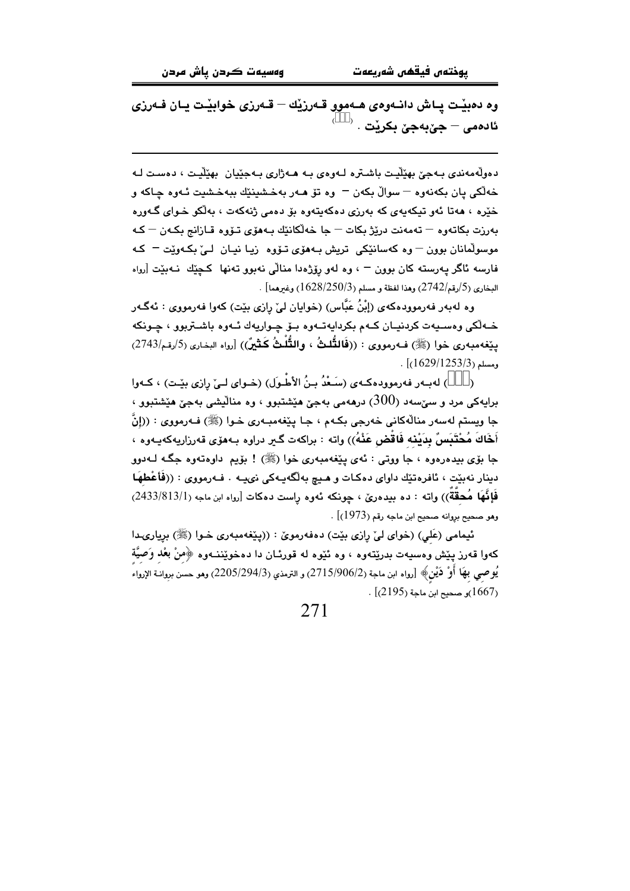**وه دهبێت پاش دانهوهی ههموو قهرزێك – قهرزی خوابێت یان فهرزی ئادهمی – جێبهجێ بكرێت .** ()

---

دهوڵهمهندی بهجێ بهێڵیت باشتره لهوهی به ههژاری بهجێیان بهێڵیت ، دهست له خهڵكی پان بكهنهوه – سواڵ بكهن – وه تۆ ههر بهخشینێك ببهخشیت ئهوه چاكه و خێره ، ههتا ئهو تیكهیهی كه بهرزی دهكهیتهوه بۆ دهمی ژنهكهت ، بهڵكو خوای گهوره بهرزت بكاتهوه – تهمهنت درێژ بكات – جا خهڵكانێك بههۆی تۆوه قازانج بكهن – كه موسوڵمانان بوون – وه كهسانێكی تریش بههۆی تۆوه زیان لێ بكهوێت – كه فارسه ئاگر پهرسته كان بوون – ، وه لهو ڕۆژهدا منالی نهبوو تهنها كچێك نهبێت [رواه البخاري (5/رقم/2742) وهذا لفظة و مسلم (1628/250/3) وغيرهما] .

وه لهبهر فهرموودهكهی (اِبْنُ عَبَّاس) (خوایان لێ ڕازی بێت) كهوا فهرمووی : ئهگهر خهڵكی وهسیهت كردنیان كهم بكردایهتهوه بۆ چواریهك ئهوه باشتربوو ، چونكه پێغهمبهری خوا (ﷺ) فهرمووی : ((**فَالثُّلُثُ ، والثُّلُثُ كَثِيْرٌ**)) [رواه البخاري (5/رقم/2743) ومسلم (1629/1253/3)] .

() لهبهر فهرموودهكهی (سَعْدُ بنُ الأَطْوَل) (خوای لێ ڕازی بێت) ، كهوا برایهكی مرد و سێسهد (300) درههمی بهجێ هێشتبوو ، وه منالیشی بهجێ هێشتبوو ، جا ویستم لهسهر منالهكانی خهرجی بكهم ، جا پێغهمبهری خوا (ﷺ) فهرمووی : ((**إِنَّ أَخَاكَ مُحْتَبَسٌ بِدَيْنِهِ فَاقْضِ عَنْهُ**)) واته : براكهت گیر دراوه بههۆی قهرزاریهكهیهوه ، جا بۆی بیدهرهوه ، جا ووتی : ئهی پێغهمبهری خوا (ﷺ) ! بۆیم داوهتهوه جگه لهدوو دینار نهبێت ، ئافرهتێك داوای دهكات و هیچ بهڵگهیهكی نیه . فهرمووی : ((**فَأَعْطِهَا فَإِنَّهَا مُحِقَّةٌ**)) واته : ده بیدهرێ ، چونكه ئهوه ڕاست دهكات [رواه ابن ماجه (2433/813/1) وهو صحيح بروانه صحيح ابن ماجه رقم (1973)] .

ئیمامی (عَلِي) (خوای لێ ڕازی بێت) دهفهرموێ : ((پێغهمبهری خوا (ﷺ) بڕیاریدا كهوا قهرز پێش وهسیهت بدرێتهوه ، وه ئێوه له قورئان دا دهخوێننهوه ﴿**مِنْ بعْدِ وَصِيَّةٍ يُوصي بِهَا أَوْ دَيْنٍ**﴾ [رواه ابن ماجة (2715/906/2) و الترمذي (2205/294/3) وهو حسن بروانة الإرواء (1667)و صحيح ابن ماجة (2195)] .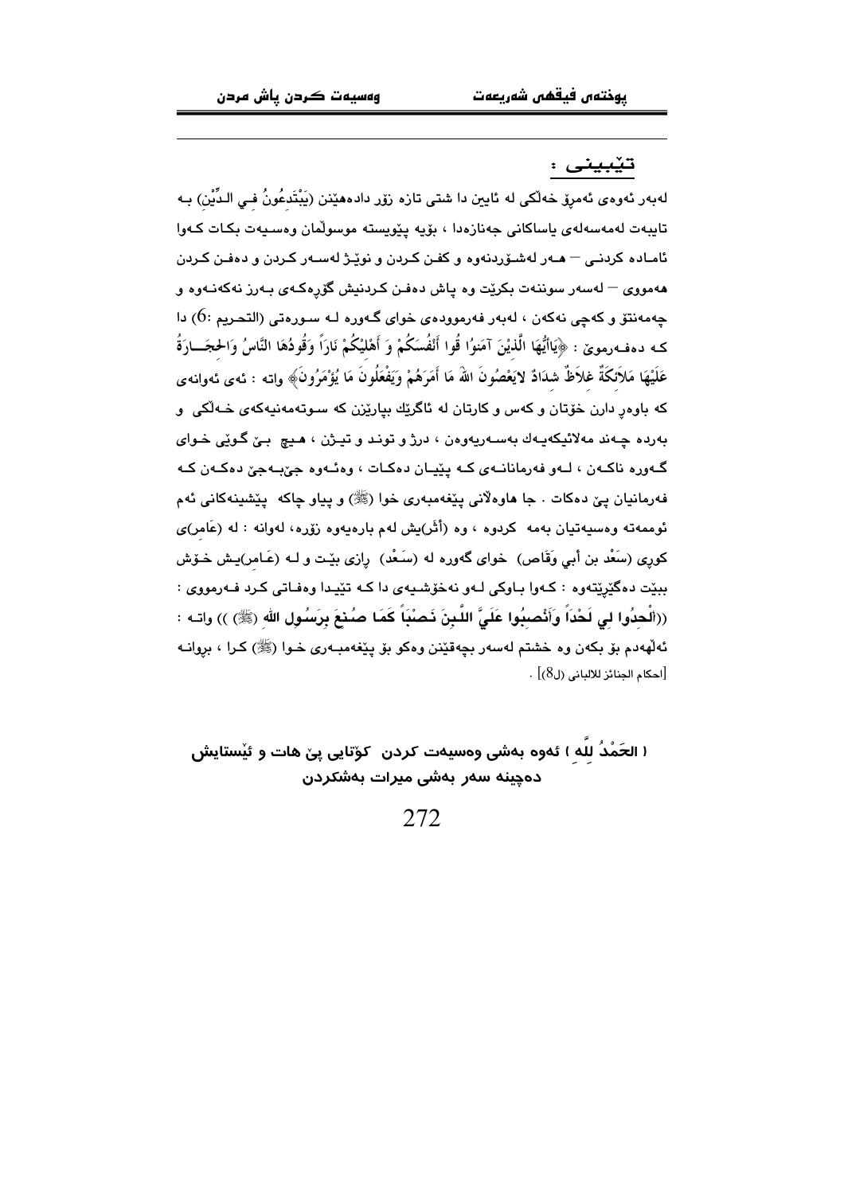## تێبینی :

لەبەر ئەوەی ئەمڕۆ خەڵکی لە ئاین دا شتی تازە زۆر دادەهێنن (يَبْتَدِعُونُ فـي الـدِّيْنِ) بـە تايبەت لەمەسەلەی ياساكانی جەنازەدا ، بۆیە پێویستە موسوڵمان وەسـیەت بكـات كـەوا ئامـادە كردنـی – هـەر لەشـۆردنەوە و كفـن كـردن و نوێـژ لەسـەر كـردن و دەفـن كـردن هەمووی – لەسەر سوننەت بكرێت وە پاش دەفـن كـردنیش گۆڕەكـەی بـەرز نەكەنـەوە و چەمەنتۆ و كەچی نەكەن ، لەبەر فەرموودەی خوای گـەورە لـە سـورەتی (التحـريم :6) دا كـە دەفـەرموێ : ﴿يَاأَيُّهَا الَّذِيْنَ آمَنُوا قُوا أَنْفُسَكُمْ وَ أَهْلِيْكُمْ نَاراً وَقُودُهَا النَّاسُ وَالحِجَـارَةُ عَلَيْهَا مَلائِكَةٌ غِلاظٌ شِدَادٌ لايَعْصُونَ اللهَ مَا أَمَرَهُمْ وَيَفْعَلُونَ مَا يُؤْمَرُونَ﴾ واتە : ئەی ئەوانەی كە باوەڕ دارن خۆتان و كەس و كارتان لە ئاگرێك بپارێزن كە سـوتەمەنیەكەی خـەڵكی و بەردە چـەند مەلائیكەیـەك بەسـەریەوەن ، درڕ و تونـد و تیـژن ، هـیچ بـێ گـوێی خـوای گـەورە ناكـەن ، لـەو فەرمانانـەی كـە پێیـان دەكـات ، وەئـەوە جێبـەجێ دەكـەن كـە فەرمانیان پێ دەكات . جا هاوەڵانی پێغەمبەری خوا (ﷺ) و پیاو چاكە پێشینەكانی ئەم ئوممەتە وەسیەتیان بەمە كردوە ، وە (أَثَر)یش لەم بارەیەوە زۆرە، لەوانە : لە (عَامِر)ی كوڕی (سَعْد بن أبي وَقَاص) خوای گەورە لە (سَعْد) ڕازی بێت و لـە (عَـامِر)یـش خـۆش ببێت دەگێڕێتەوە : كـەوا بـاوكی لـەو نەخۆشـیەی دا كـە تێیـدا وەفـاتی كـرد فـەرمووی : ((أَلْحِدُوا لِي لَحْدَاً وَانْصِبُوا عَلَيَّ اللَّبِنَ نَصْبَاً كَمَا صُنِعَ بِرَسُولِ اللهِ (ﷺ) )) واتـە : ئەڵهەدم بۆ بكەن وە خشتم لەسەر بچەقێنن وەكو بۆ پێغەمبـەری خـوا (ﷺ) كـرا ، بڕوانـە [احكام الجنائز للالباني (ل8)] .

**( الحَمْدُ لِلَّهِ ) ئەوە بەشی وەسیەت كردن كۆتایی پێ هات و ئێستایش دەچینە سەر بەشی میرات بەشكردن**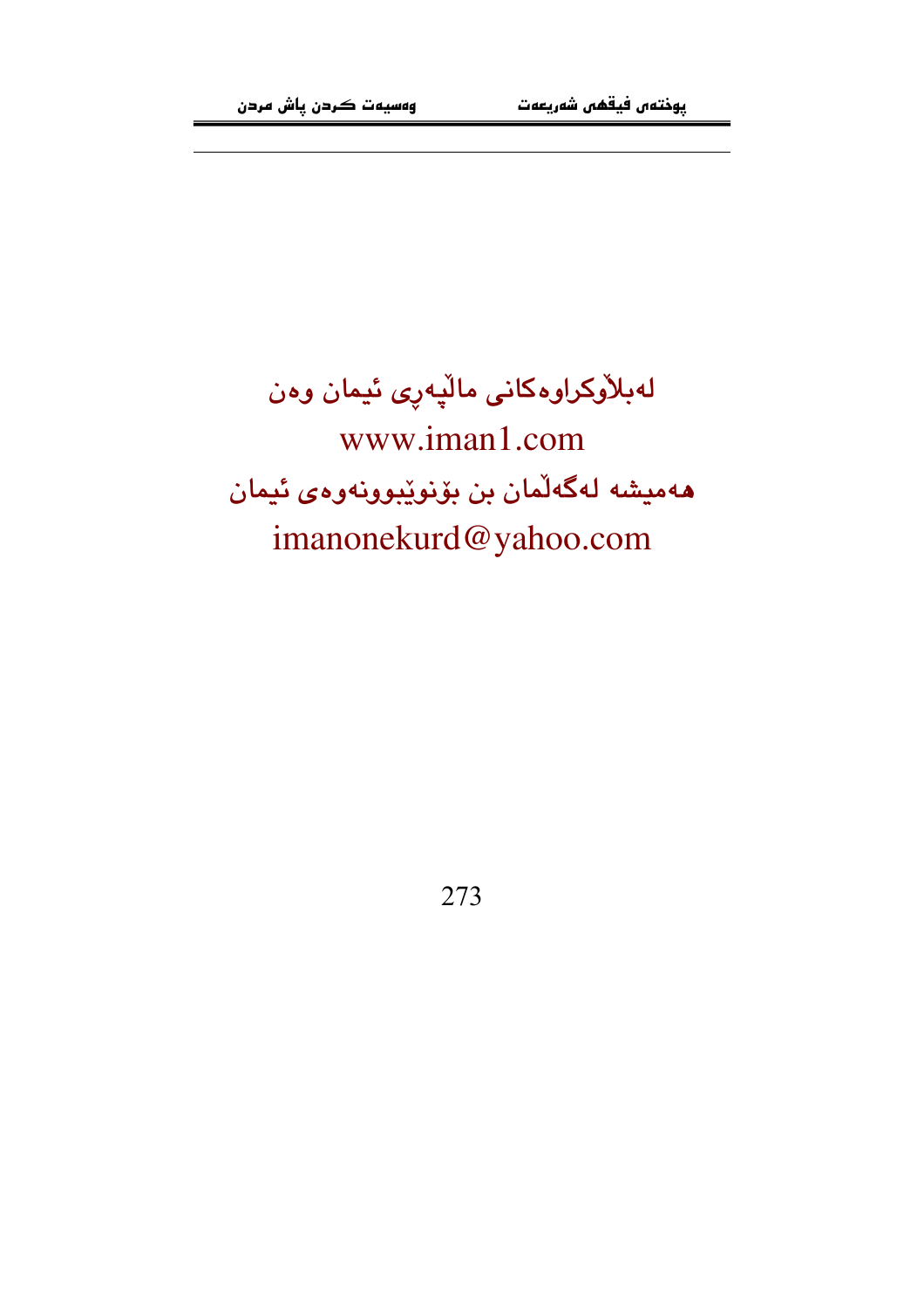**لەبلاْوكراوەكانى مالْپەڕى ئیمان وەن**

www.iman1.com

**هەمیشە لەگەڵمان بن بۆنوێبوونەوەى ئیمان**

imanonekurd@yahoo.com